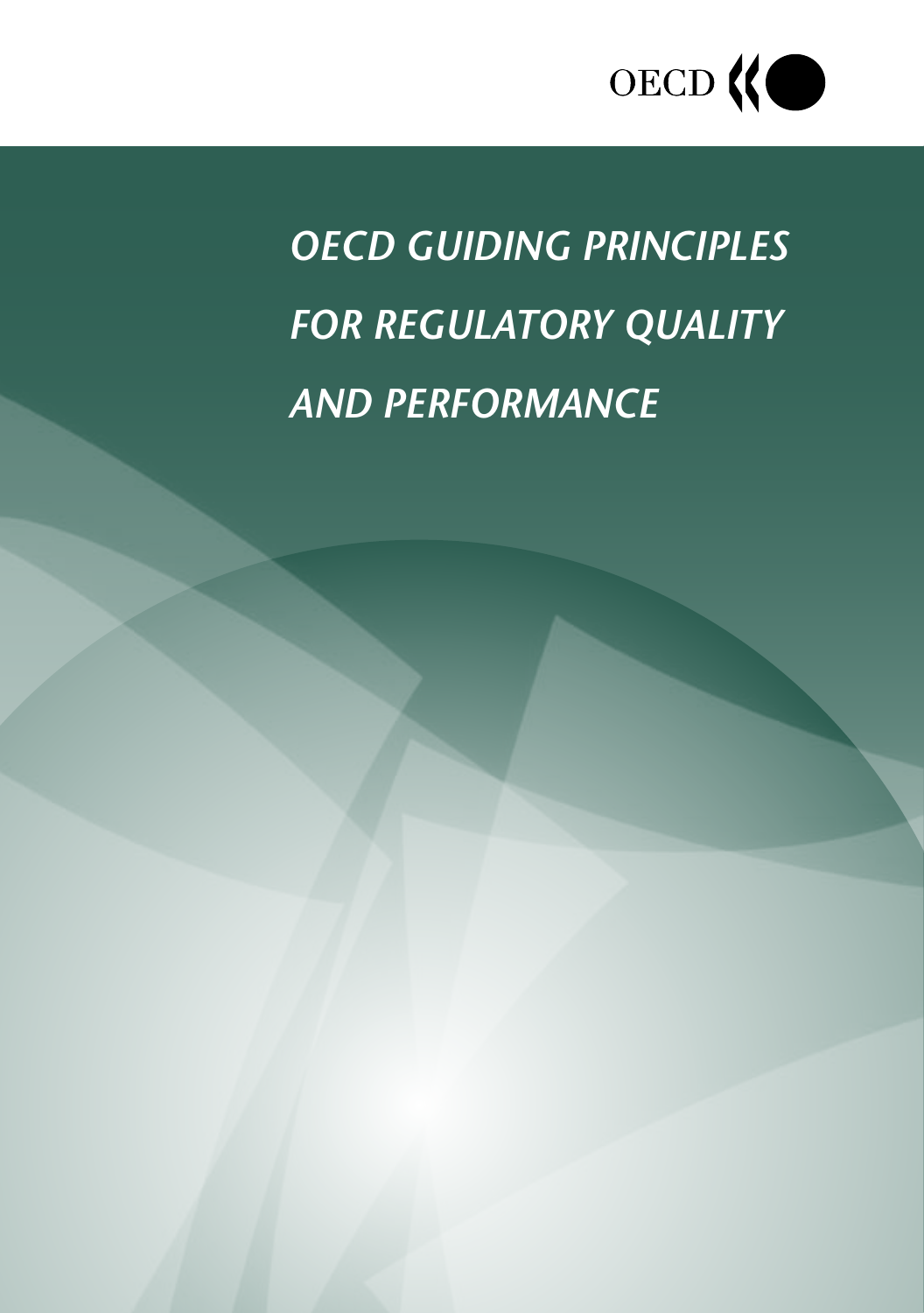OECD

# OECD GUIDING PRINCIPLES FOR REGULATORY QUALITY AND PERFORMANCE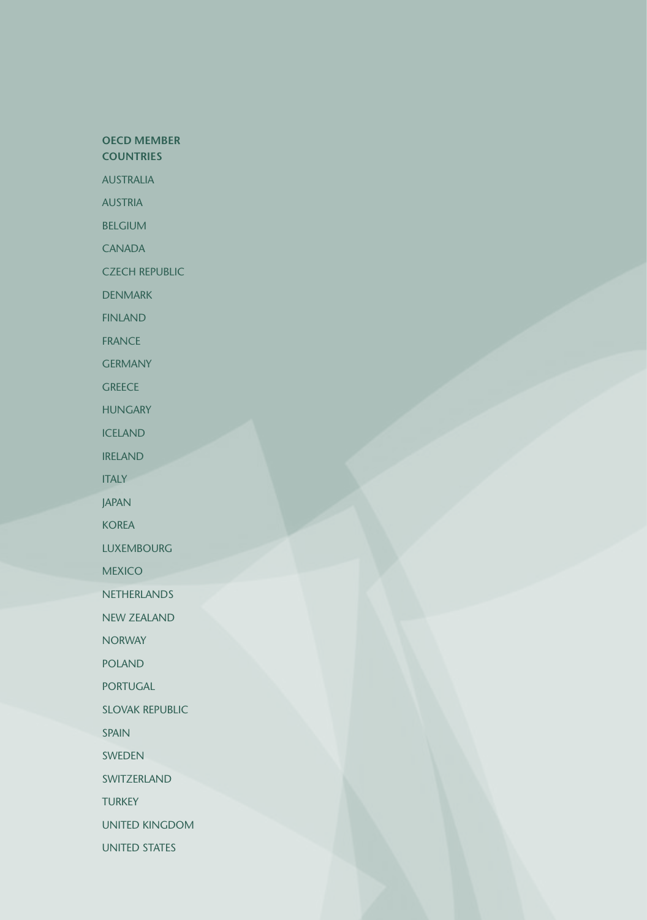**OECD MEMBER COUNTRIES**

AUSTRALIA

AUSTRIA

BELGIUM

CANADA

CZECH REPUBLIC

DENMARK

FINLAND

FRANCE

GERMANY

GREECE

HUNGARY

ICELAND

IRELAND

ITALY

JAPAN

KOREA

LUXEMBOURG

MEXICO

NETHERLANDS

NEW ZEALAND

NORWAY

POLAND

PORTUGAL

SLOVAK REPUBLIC

SPAIN

SWEDEN

SWITZERLAND

TURKEY

UNITED KINGDOM

UNITED STATES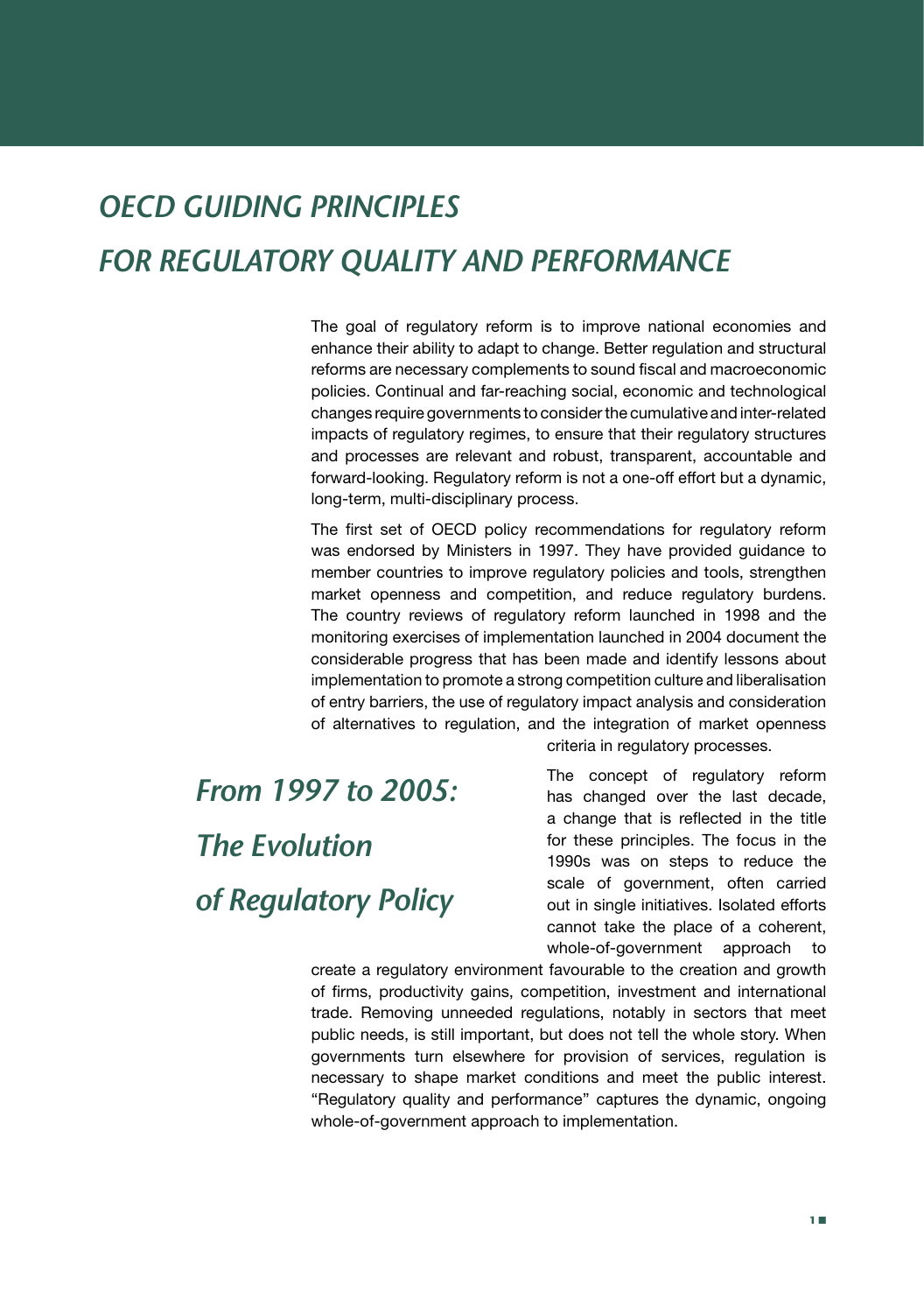# *OECD GUIDING PRINCIPLES FOR REGULATORY QUALITY AND PERFORMANCE*

The goal of regulatory reform is to improve national economies and enhance their ability to adapt to change. Better regulation and structural reforms are necessary complements to sound fiscal and macroeconomic policies. Continual and far-reaching social, economic and technological changes require governments to consider the cumulative and inter-related impacts of regulatory regimes, to ensure that their regulatory structures and processes are relevant and robust, transparent, accountable and forward-looking. Regulatory reform is not a one-off effort but a dynamic, long-term, multi-disciplinary process.

The first set of OECD policy recommendations for regulatory reform was endorsed by Ministers in 1997. They have provided guidance to member countries to improve regulatory policies and tools, strengthen market openness and competition, and reduce regulatory burdens. The country reviews of regulatory reform launched in 1998 and the monitoring exercises of implementation launched in 2004 document the considerable progress that has been made and identify lessons about implementation to promote a strong competition culture and liberalisation of entry barriers, the use of regulatory impact analysis and consideration of alternatives to regulation, and the integration of market openness criteria in regulatory processes.

## *From 1997 to 2005: The Evolution of Regulatory Policy*

The concept of regulatory reform has changed over the last decade, a change that is reflected in the title for these principles. The focus in the 1990s was on steps to reduce the scale of government, often carried out in single initiatives. Isolated efforts cannot take the place of a coherent, whole-of-government approach to create a regulatory environment favourable to the creation and growth of firms, productivity gains, competition, investment and international trade. Removing unneeded regulations, notably in sectors that meet public needs, is still important, but does not tell the whole story. When governments turn elsewhere for provision of services, regulation is necessary to shape market conditions and meet the public interest. "Regulatory quality and performance" captures the dynamic, ongoing whole-of-government approach to implementation.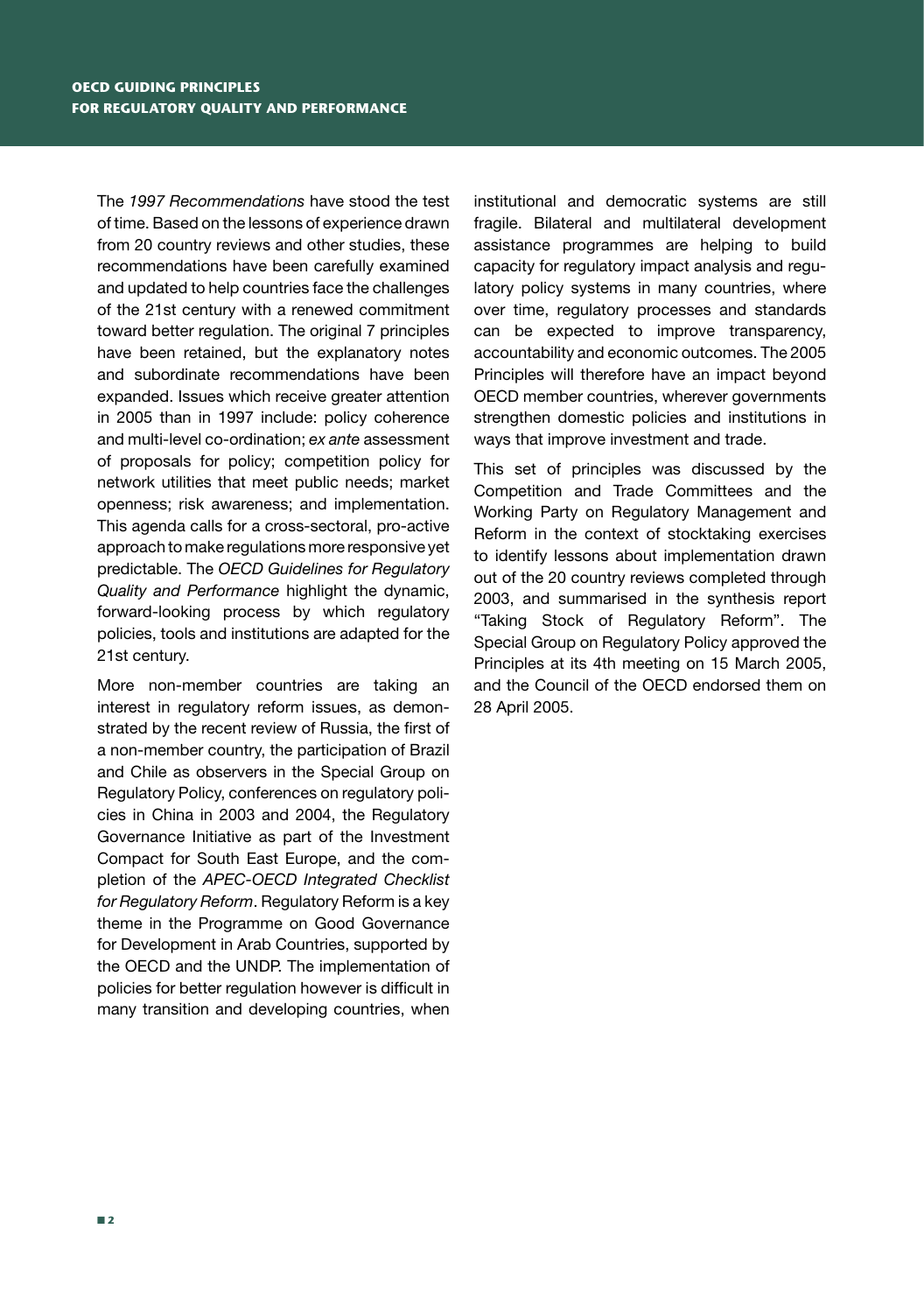The *1997 Recommendations* have stood the test of time. Based on the lessons of experience drawn from 20 country reviews and other studies, these recommendations have been carefully examined and updated to help countries face the challenges of the 21st century with a renewed commitment toward better regulation. The original 7 principles have been retained, but the explanatory notes and subordinate recommendations have been expanded. Issues which receive greater attention in 2005 than in 1997 include: policy coherence and multi-level co-ordination; *ex ante* assessment of proposals for policy; competition policy for network utilities that meet public needs; market openness; risk awareness; and implementation. This agenda calls for a cross-sectoral, pro-active approach to make regulations more responsive yet predictable. The *OECD Guidelines for Regulatory Quality and Performance* highlight the dynamic, forward-looking process by which regulatory policies, tools and institutions are adapted for the 21st century.

More non-member countries are taking an interest in regulatory reform issues, as demonstrated by the recent review of Russia, the first of a non-member country, the participation of Brazil and Chile as observers in the Special Group on Regulatory Policy, conferences on regulatory policies in China in 2003 and 2004, the Regulatory Governance Initiative as part of the Investment Compact for South East Europe, and the completion of the *APEC-OECD Integrated Checklist for Regulatory Reform*. Regulatory Reform is a key theme in the Programme on Good Governance for Development in Arab Countries, supported by the OECD and the UNDP. The implementation of policies for better regulation however is difficult in many transition and developing countries, when institutional and democratic systems are still fragile. Bilateral and multilateral development assistance programmes are helping to build capacity for regulatory impact analysis and regulatory policy systems in many countries, where over time, regulatory processes and standards can be expected to improve transparency, accountability and economic outcomes. The 2005 Principles will therefore have an impact beyond OECD member countries, wherever governments strengthen domestic policies and institutions in ways that improve investment and trade.

This set of principles was discussed by the Competition and Trade Committees and the Working Party on Regulatory Management and Reform in the context of stocktaking exercises to identify lessons about implementation drawn out of the 20 country reviews completed through 2003, and summarised in the synthesis report "Taking Stock of Regulatory Reform". The Special Group on Regulatory Policy approved the Principles at its 4th meeting on 15 March 2005, and the Council of the OECD endorsed them on 28 April 2005.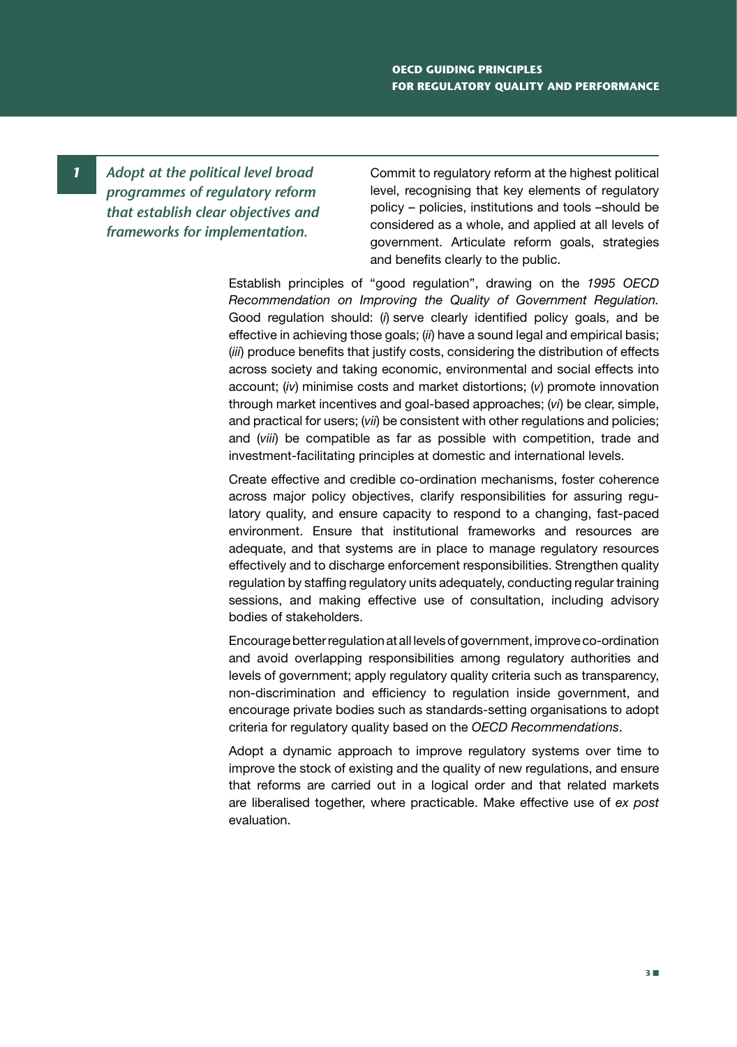## 1 *Adopt at the political level broad programmes of regulatory reform that establish clear objectives and frameworks for implementation.*

Commit to regulatory reform at the highest political level, recognising that key elements of regulatory policy – policies, institutions and tools –should be considered as a whole, and applied at all levels of government. Articulate reform goals, strategies and benefits clearly to the public.

Establish principles of "good regulation", drawing on the *1995 OECD Recommendation on Improving the Quality of Government Regulation.* Good regulation should: (*i*) serve clearly identified policy goals, and be effective in achieving those goals; (*ii*) have a sound legal and empirical basis; (*iii*) produce benefits that justify costs, considering the distribution of effects across society and taking economic, environmental and social effects into account; (*iv*) minimise costs and market distortions; (*v*) promote innovation through market incentives and goal-based approaches; (*vi*) be clear, simple, and practical for users; (*vii*) be consistent with other regulations and policies; and (*viii*) be compatible as far as possible with competition, trade and investment-facilitating principles at domestic and international levels.

Create effective and credible co-ordination mechanisms, foster coherence across major policy objectives, clarify responsibilities for assuring regulatory quality, and ensure capacity to respond to a changing, fast-paced environment. Ensure that institutional frameworks and resources are adequate, and that systems are in place to manage regulatory resources effectively and to discharge enforcement responsibilities. Strengthen quality regulation by staffing regulatory units adequately, conducting regular training sessions, and making effective use of consultation, including advisory bodies of stakeholders.

Encourage better regulation at all levels of government, improve co-ordination and avoid overlapping responsibilities among regulatory authorities and levels of government; apply regulatory quality criteria such as transparency, non-discrimination and efficiency to regulation inside government, and encourage private bodies such as standards-setting organisations to adopt criteria for regulatory quality based on the *OECD Recommendations*.

Adopt a dynamic approach to improve regulatory systems over time to improve the stock of existing and the quality of new regulations, and ensure that reforms are carried out in a logical order and that related markets are liberalised together, where practicable. Make effective use of *ex post* evaluation.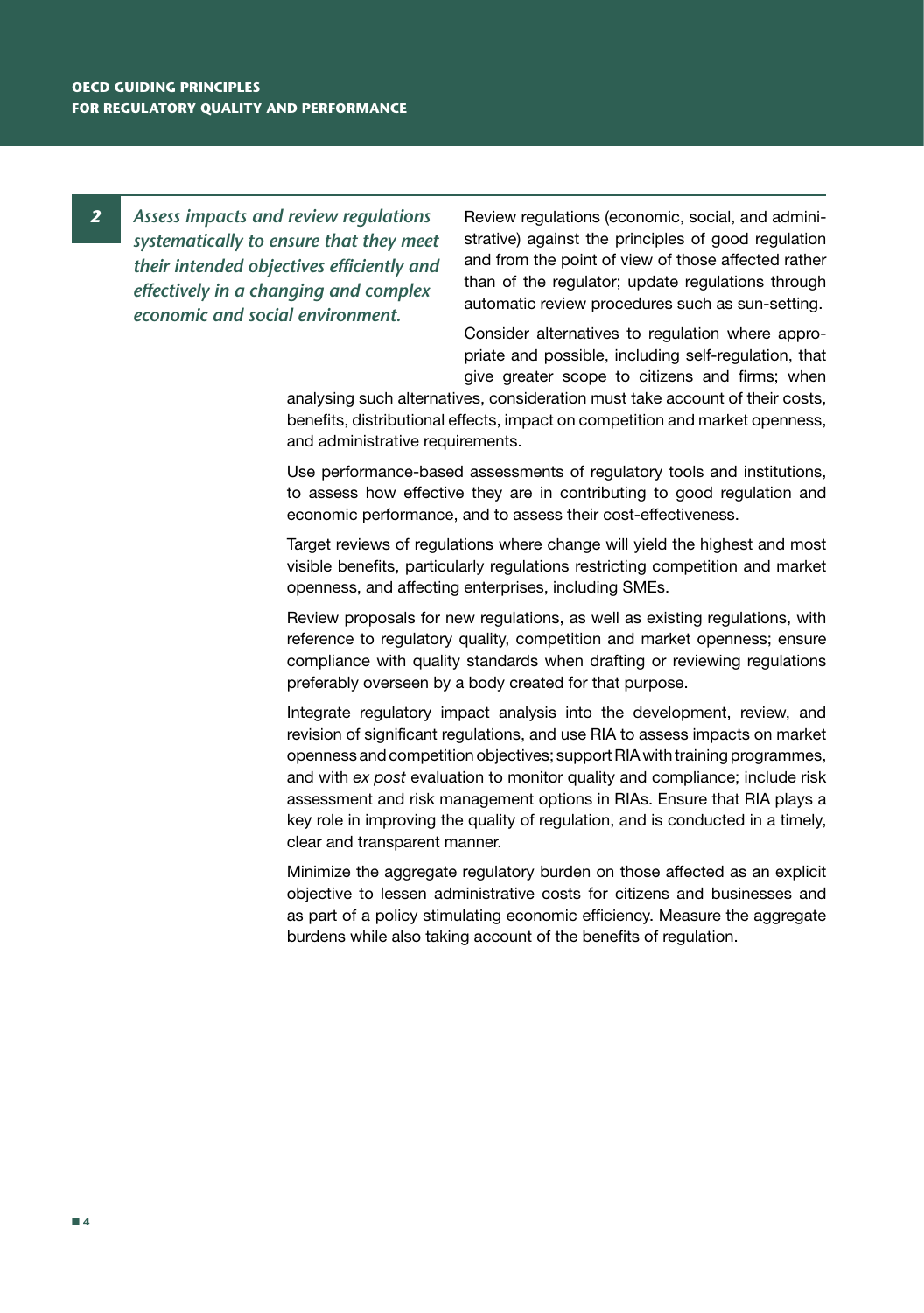## 2 *Assess impacts and review regulations systematically to ensure that they meet their intended objectives efficiently and effectively in a changing and complex economic and social environment.*

Review regulations (economic, social, and administrative) against the principles of good regulation and from the point of view of those affected rather than of the regulator; update regulations through automatic review procedures such as sun-setting.

Consider alternatives to regulation where appropriate and possible, including self-regulation, that give greater scope to citizens and firms; when analysing such alternatives, consideration must take account of their costs, benefits, distributional effects, impact on competition and market openness, and administrative requirements.

Use performance-based assessments of regulatory tools and institutions, to assess how effective they are in contributing to good regulation and economic performance, and to assess their cost-effectiveness.

Target reviews of regulations where change will yield the highest and most visible benefits, particularly regulations restricting competition and market openness, and affecting enterprises, including SMEs.

Review proposals for new regulations, as well as existing regulations, with reference to regulatory quality, competition and market openness; ensure compliance with quality standards when drafting or reviewing regulations preferably overseen by a body created for that purpose.

Integrate regulatory impact analysis into the development, review, and revision of significant regulations, and use RIA to assess impacts on market openness and competition objectives; support RIA with training programmes, and with *ex post* evaluation to monitor quality and compliance; include risk assessment and risk management options in RIAs. Ensure that RIA plays a key role in improving the quality of regulation, and is conducted in a timely, clear and transparent manner.

Minimize the aggregate regulatory burden on those affected as an explicit objective to lessen administrative costs for citizens and businesses and as part of a policy stimulating economic efficiency. Measure the aggregate burdens while also taking account of the benefits of regulation.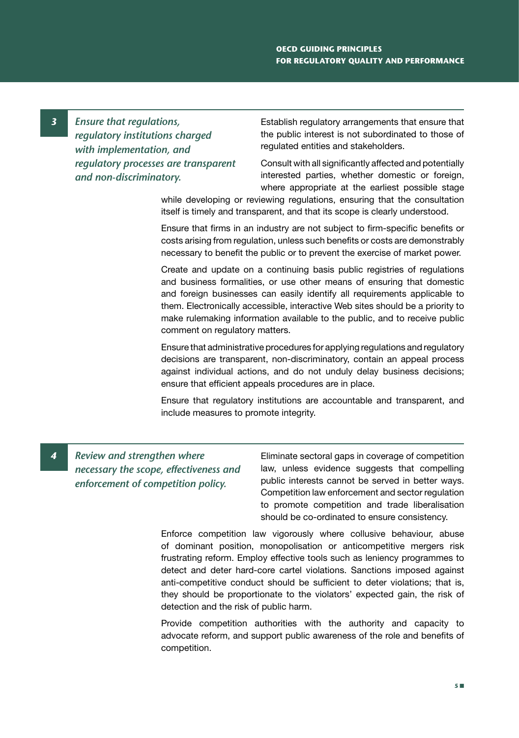## 3 *Ensure that regulations, regulatory institutions charged with implementation, and regulatory processes are transparent and non-discriminatory.*

Establish regulatory arrangements that ensure that the public interest is not subordinated to those of regulated entities and stakeholders.

Consult with all significantly affected and potentially interested parties, whether domestic or foreign, where appropriate at the earliest possible stage while developing or reviewing regulations, ensuring that the consultation itself is timely and transparent, and that its scope is clearly understood.

Ensure that firms in an industry are not subject to firm-specific benefits or costs arising from regulation, unless such benefits or costs are demonstrably necessary to benefit the public or to prevent the exercise of market power.

Create and update on a continuing basis public registries of regulations and business formalities, or use other means of ensuring that domestic and foreign businesses can easily identify all requirements applicable to them. Electronically accessible, interactive Web sites should be a priority to make rulemaking information available to the public, and to receive public comment on regulatory matters.

Ensure that administrative procedures for applying regulations and regulatory decisions are transparent, non-discriminatory, contain an appeal process against individual actions, and do not unduly delay business decisions; ensure that efficient appeals procedures are in place.

Ensure that regulatory institutions are accountable and transparent, and include measures to promote integrity.

## 4 *Review and strengthen where necessary the scope, effectiveness and enforcement of competition policy.*

Eliminate sectoral gaps in coverage of competition law, unless evidence suggests that compelling public interests cannot be served in better ways. Competition law enforcement and sector regulation to promote competition and trade liberalisation should be co-ordinated to ensure consistency.

Enforce competition law vigorously where collusive behaviour, abuse of dominant position, monopolisation or anticompetitive mergers risk frustrating reform. Employ effective tools such as leniency programmes to detect and deter hard-core cartel violations. Sanctions imposed against anti-competitive conduct should be sufficient to deter violations; that is, they should be proportionate to the violators' expected gain, the risk of detection and the risk of public harm.

Provide competition authorities with the authority and capacity to advocate reform, and support public awareness of the role and benefits of competition.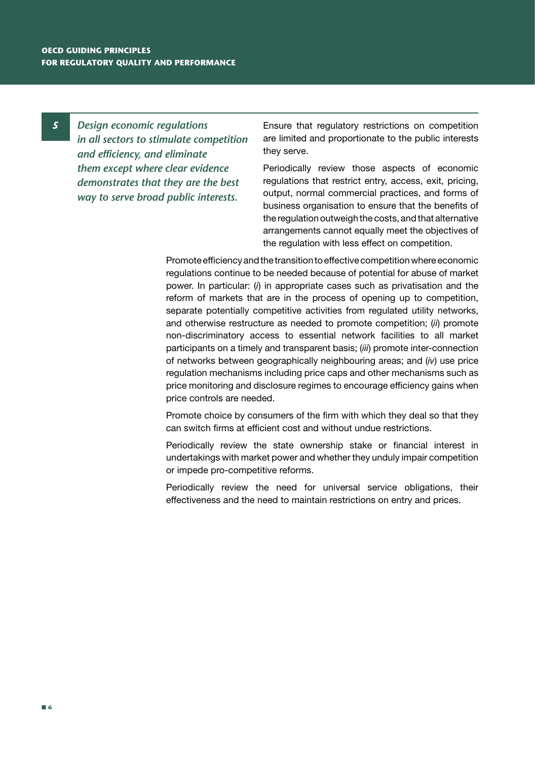## 5 *Design economic regulations in all sectors to stimulate competition and efficiency, and eliminate them except where clear evidence demonstrates that they are the best way to serve broad public interests.*

Ensure that regulatory restrictions on competition are limited and proportionate to the public interests they serve.

Periodically review those aspects of economic regulations that restrict entry, access, exit, pricing, output, normal commercial practices, and forms of business organisation to ensure that the benefits of the regulation outweigh the costs, and that alternative arrangements cannot equally meet the objectives of the regulation with less effect on competition.

Promote efficiency and the transition to effective competition where economic regulations continue to be needed because of potential for abuse of market power. In particular: (*i*) in appropriate cases such as privatisation and the reform of markets that are in the process of opening up to competition, separate potentially competitive activities from regulated utility networks, and otherwise restructure as needed to promote competition; (*ii*) promote non-discriminatory access to essential network facilities to all market participants on a timely and transparent basis; (*iii*) promote inter-connection of networks between geographically neighbouring areas; and (*iv*) use price regulation mechanisms including price caps and other mechanisms such as price monitoring and disclosure regimes to encourage efficiency gains when price controls are needed.

Promote choice by consumers of the firm with which they deal so that they can switch firms at efficient cost and without undue restrictions.

Periodically review the state ownership stake or financial interest in undertakings with market power and whether they unduly impair competition or impede pro-competitive reforms.

Periodically review the need for universal service obligations, their effectiveness and the need to maintain restrictions on entry and prices.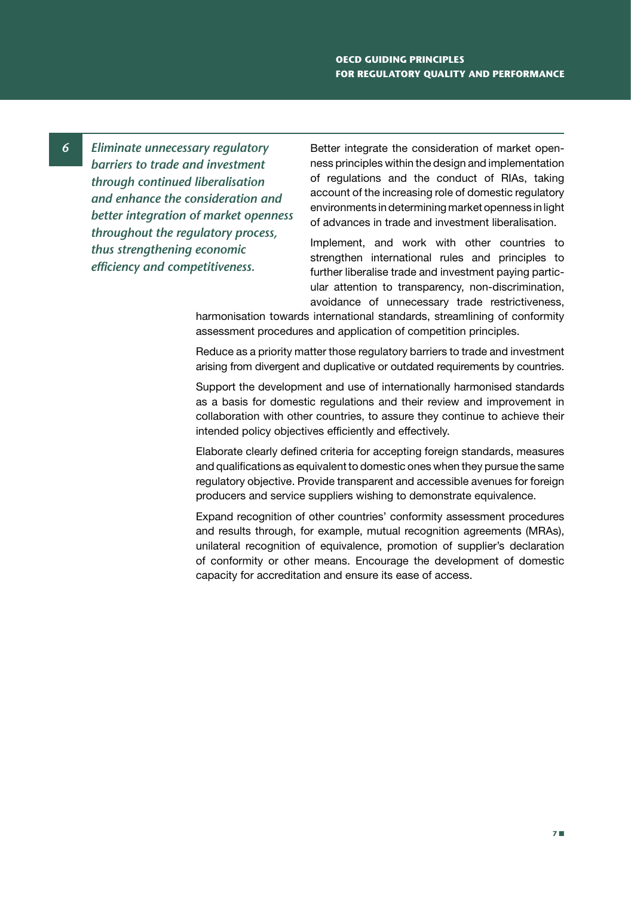## 6 *Eliminate unnecessary regulatory barriers to trade and investment through continued liberalisation and enhance the consideration and better integration of market openness throughout the regulatory process, thus strengthening economic efficiency and competitiveness.*

Better integrate the consideration of market openness principles within the design and implementation of regulations and the conduct of RIAs, taking account of the increasing role of domestic regulatory environments in determining market openness in light of advances in trade and investment liberalisation.

Implement, and work with other countries to strengthen international rules and principles to further liberalise trade and investment paying particular attention to transparency, non-discrimination, avoidance of unnecessary trade restrictiveness, harmonisation towards international standards, streamlining of conformity assessment procedures and application of competition principles.

Reduce as a priority matter those regulatory barriers to trade and investment arising from divergent and duplicative or outdated requirements by countries.

Support the development and use of internationally harmonised standards as a basis for domestic regulations and their review and improvement in collaboration with other countries, to assure they continue to achieve their intended policy objectives efficiently and effectively.

Elaborate clearly defined criteria for accepting foreign standards, measures and qualifications as equivalent to domestic ones when they pursue the same regulatory objective. Provide transparent and accessible avenues for foreign producers and service suppliers wishing to demonstrate equivalence.

Expand recognition of other countries' conformity assessment procedures and results through, for example, mutual recognition agreements (MRAs), unilateral recognition of equivalence, promotion of supplier's declaration of conformity or other means. Encourage the development of domestic capacity for accreditation and ensure its ease of access.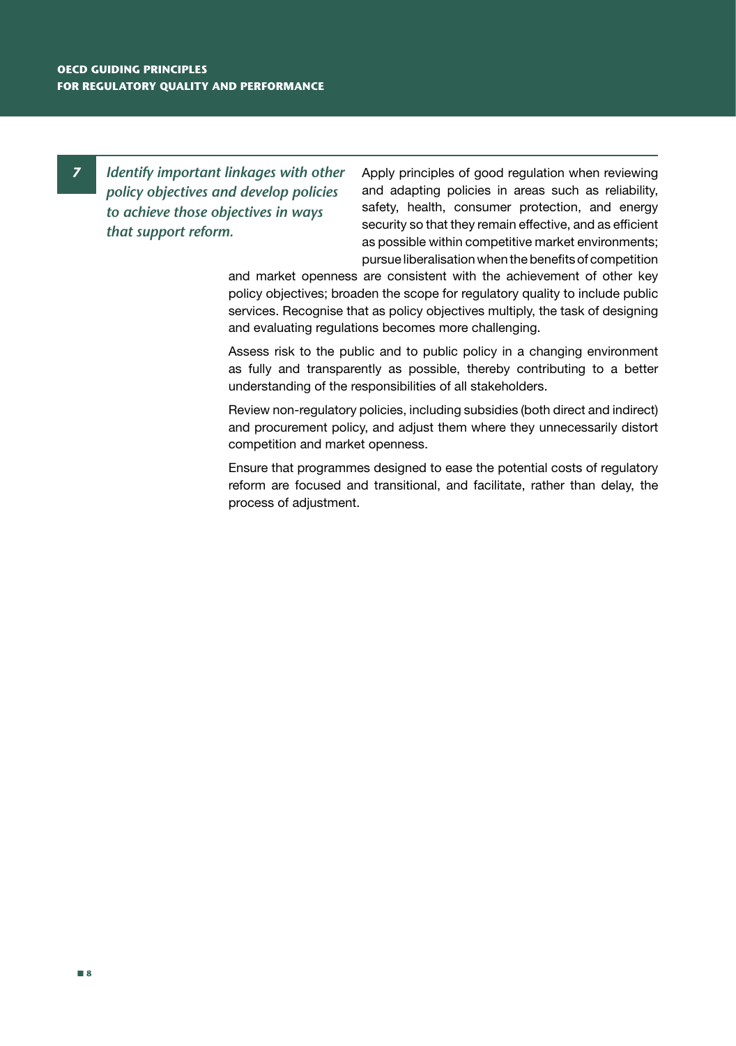**7** ***Identify important linkages with other policy objectives and develop policies to achieve those objectives in ways that support reform.***

Apply principles of good regulation when reviewing and adapting policies in areas such as reliability, safety, health, consumer protection, and energy security so that they remain effective, and as efficient as possible within competitive market environments; pursue liberalisation when the benefits of competition and market openness are consistent with the achievement of other key policy objectives; broaden the scope for regulatory quality to include public services. Recognise that as policy objectives multiply, the task of designing and evaluating regulations becomes more challenging.

Assess risk to the public and to public policy in a changing environment as fully and transparently as possible, thereby contributing to a better understanding of the responsibilities of all stakeholders.

Review non-regulatory policies, including subsidies (both direct and indirect) and procurement policy, and adjust them where they unnecessarily distort competition and market openness.

Ensure that programmes designed to ease the potential costs of regulatory reform are focused and transitional, and facilitate, rather than delay, the process of adjustment.